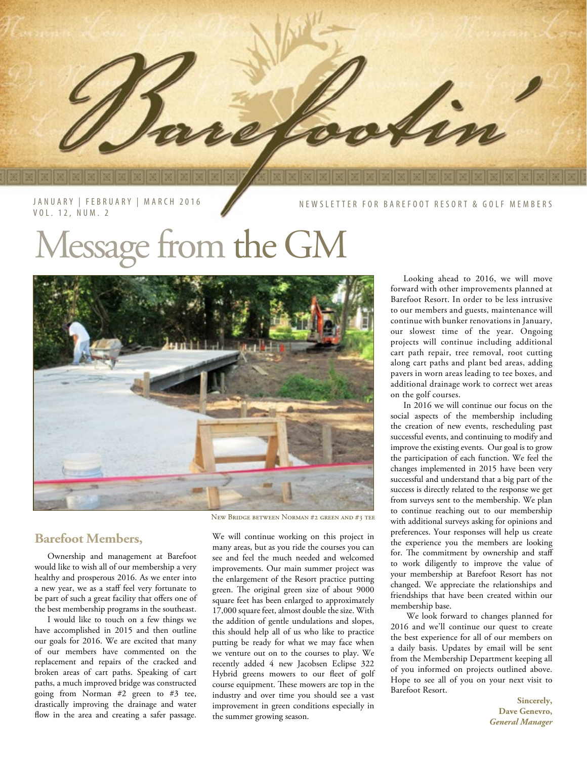# Barefootin'

JANUARY | FEBRUARY | MARCH 2016
VOL. 12, NUM. 2

NEWSLETTER FOR BAREFOOT RESORT & GOLF MEMBERS

# Message from the GM

New Bridge between Norman #2 green and #3 tee

## Barefoot Members,

Ownership and management at Barefoot would like to wish all of our membership a very healthy and prosperous 2016. As we enter into a new year, we as a staff feel very fortunate to be part of such a great facility that offers one of the best membership programs in the southeast.

I would like to touch on a few things we have accomplished in 2015 and then outline our goals for 2016. We are excited that many of our members have commented on the replacement and repairs of the cracked and broken areas of cart paths. Speaking of cart paths, a much improved bridge was constructed going from Norman #2 green to #3 tee, drastically improving the drainage and water flow in the area and creating a safer passage. We will continue working on this project in many areas, but as you ride the courses you can see and feel the much needed and welcomed improvements. Our main summer project was the enlargement of the Resort practice putting green. The original green size of about 9000 square feet has been enlarged to approximately 17,000 square feet, almost double the size. With the addition of gentle undulations and slopes, this should help all of us who like to practice putting be ready for what we may face when we venture out on to the courses to play. We recently added 4 new Jacobsen Eclipse 322 Hybrid greens mowers to our fleet of golf course equipment. These mowers are top in the industry and over time you should see a vast improvement in green conditions especially in the summer growing season.

Looking ahead to 2016, we will move forward with other improvements planned at Barefoot Resort. In order to be less intrusive to our members and guests, maintenance will continue with bunker renovations in January, our slowest time of the year. Ongoing projects will continue including additional cart path repair, tree removal, root cutting along cart paths and plant bed areas, adding pavers in worn areas leading to tee boxes, and additional drainage work to correct wet areas on the golf courses.

In 2016 we will continue our focus on the social aspects of the membership including the creation of new events, rescheduling past successful events, and continuing to modify and improve the existing events. Our goal is to grow the participation of each function. We feel the changes implemented in 2015 have been very successful and understand that a big part of the success is directly related to the response we get from surveys sent to the membership. We plan to continue reaching out to our membership with additional surveys asking for opinions and preferences. Your responses will help us create the experience you the members are looking for. The commitment by ownership and staff to work diligently to improve the value of your membership at Barefoot Resort has not changed. We appreciate the relationships and friendships that have been created within our membership base.

We look forward to changes planned for 2016 and we'll continue our quest to create the best experience for all of our members on a daily basis. Updates by email will be sent from the Membership Department keeping all of you informed on projects outlined above. Hope to see all of you on your next visit to Barefoot Resort.

**Sincerely,**
**Dave Genevro,**
***General Manager***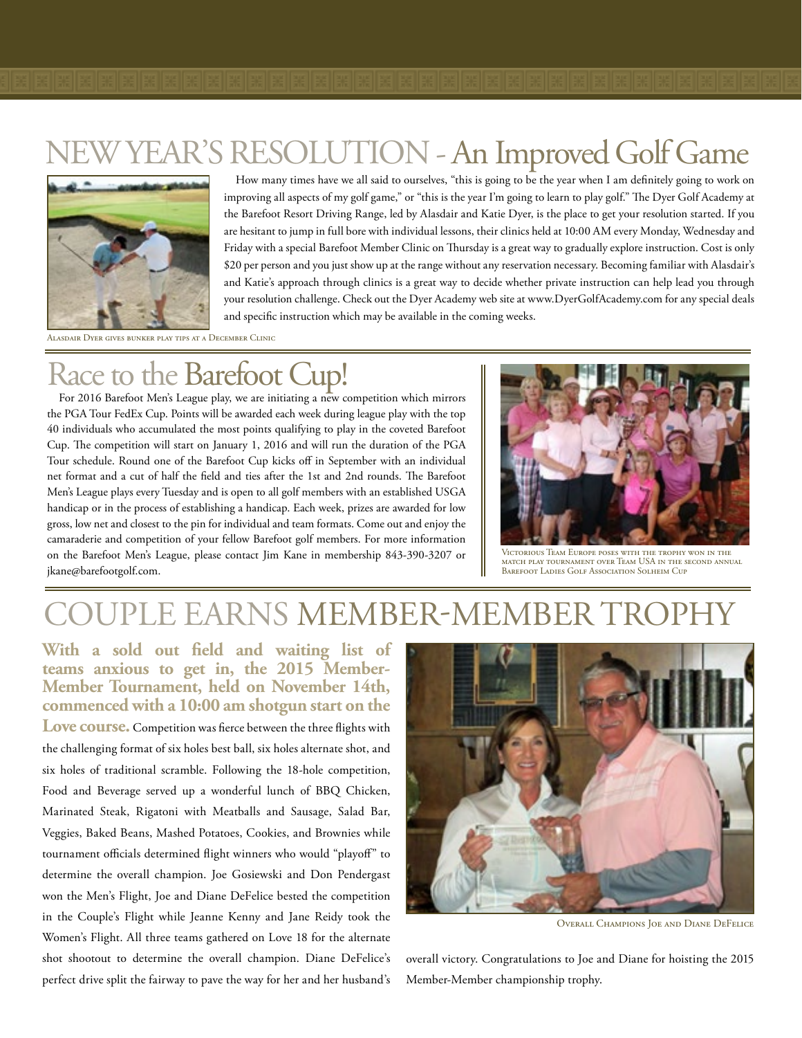# NEW YEAR'S RESOLUTION - An Improved Golf Game

How many times have we all said to ourselves, "this is going to be the year when I am definitely going to work on improving all aspects of my golf game," or "this is the year I'm going to learn to play golf." The Dyer Golf Academy at the Barefoot Resort Driving Range, led by Alasdair and Katie Dyer, is the place to get your resolution started. If you are hesitant to jump in full bore with individual lessons, their clinics held at 10:00 AM every Monday, Wednesday and Friday with a special Barefoot Member Clinic on Thursday is a great way to gradually explore instruction. Cost is only $20 per person and you just show up at the range without any reservation necessary. Becoming familiar with Alasdair's and Katie's approach through clinics is a great way to decide whether private instruction can help lead you through your resolution challenge. Check out the Dyer Academy web site at www.DyerGolfAcademy.com for any special deals and specific instruction which may be available in the coming weeks.

Alasdair Dyer gives bunker play tips at a December Clinic

# Race to the Barefoot Cup!

For 2016 Barefoot Men's League play, we are initiating a new competition which mirrors the PGA Tour FedEx Cup. Points will be awarded each week during league play with the top 40 individuals who accumulated the most points qualifying to play in the coveted Barefoot Cup. The competition will start on January 1, 2016 and will run the duration of the PGA Tour schedule. Round one of the Barefoot Cup kicks off in September with an individual net format and a cut of half the field and ties after the 1st and 2nd rounds. The Barefoot Men's League plays every Tuesday and is open to all golf members with an established USGA handicap or in the process of establishing a handicap. Each week, prizes are awarded for low gross, low net and closest to the pin for individual and team formats. Come out and enjoy the camaraderie and competition of your fellow Barefoot golf members. For more information on the Barefoot Men's League, please contact Jim Kane in membership 843-390-3207 or jkane@barefootgolf.com.

Victorious Team Europe poses with the trophy won in the match play tournament over Team USA in the second annual Barefoot Ladies Golf Association Solheim Cup

# COUPLE EARNS MEMBER-MEMBER TROPHY

**With a sold out field and waiting list of teams anxious to get in, the 2015 Member-Member Tournament, held on November 14th, commenced with a 10:00 am shotgun start on the Love course.** Competition was fierce between the three flights with the challenging format of six holes best ball, six holes alternate shot, and six holes of traditional scramble. Following the 18-hole competition, Food and Beverage served up a wonderful lunch of BBQ Chicken, Marinated Steak, Rigatoni with Meatballs and Sausage, Salad Bar, Veggies, Baked Beans, Mashed Potatoes, Cookies, and Brownies while tournament officials determined flight winners who would "playoff" to determine the overall champion. Joe Gosiewski and Don Pendergast won the Men's Flight, Joe and Diane DeFelice bested the competition in the Couple's Flight while Jeanne Kenny and Jane Reidy took the Women's Flight. All three teams gathered on Love 18 for the alternate shot shootout to determine the overall champion. Diane DeFelice's perfect drive split the fairway to pave the way for her and her husband's overall victory. Congratulations to Joe and Diane for hoisting the 2015 Member-Member championship trophy.

Overall Champions Joe and Diane DeFelice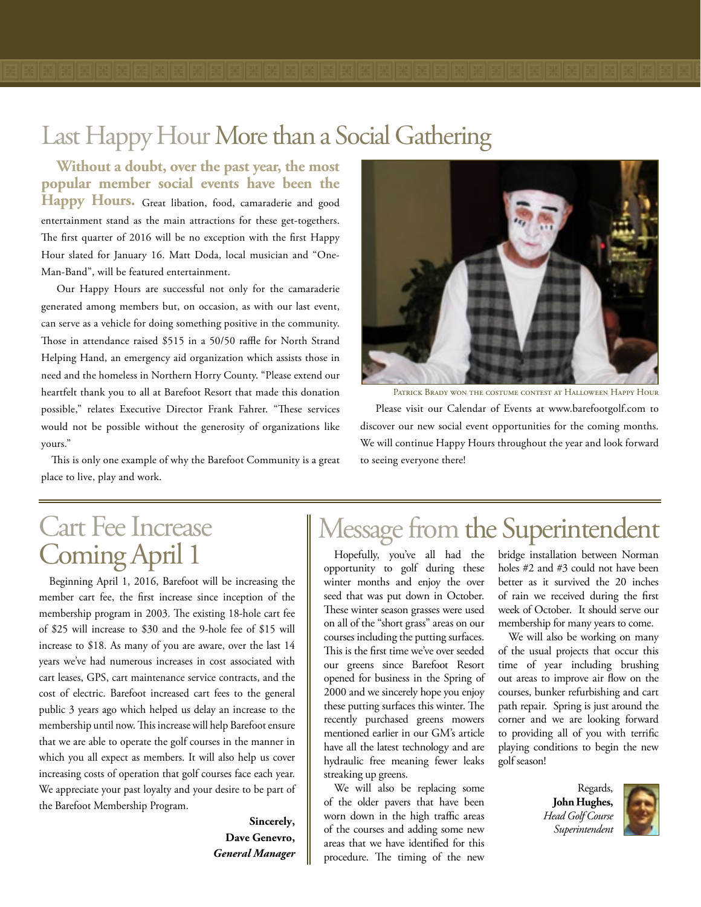# Last Happy Hour More than a Social Gathering

**Without a doubt, over the past year, the most popular member social events have been the Happy Hours.** Great libation, food, camaraderie and good entertainment stand as the main attractions for these get-togethers. The first quarter of 2016 will be no exception with the first Happy Hour slated for January 16. Matt Doda, local musician and "One-Man-Band", will be featured entertainment.

Our Happy Hours are successful not only for the camaraderie generated among members but, on occasion, as with our last event, can serve as a vehicle for doing something positive in the community. Those in attendance raised $515 in a 50/50 raffle for North Strand Helping Hand, an emergency aid organization which assists those in need and the homeless in Northern Horry County. "Please extend our heartfelt thank you to all at Barefoot Resort that made this donation possible," relates Executive Director Frank Fahrer. "These services would not be possible without the generosity of organizations like yours."

This is only one example of why the Barefoot Community is a great place to live, play and work.

Patrick Brady won the costume contest at Halloween Happy Hour

Please visit our Calendar of Events at www.barefootgolf.com to discover our new social event opportunities for the coming months. We will continue Happy Hours throughout the year and look forward to seeing everyone there!

# Cart Fee Increase Coming April 1

Beginning April 1, 2016, Barefoot will be increasing the member cart fee, the first increase since inception of the membership program in 2003. The existing 18-hole cart fee of $25 will increase to $30 and the 9-hole fee of $15 will increase to $18. As many of you are aware, over the last 14 years we've had numerous increases in cost associated with cart leases, GPS, cart maintenance service contracts, and the cost of electric. Barefoot increased cart fees to the general public 3 years ago which helped us delay an increase to the membership until now. This increase will help Barefoot ensure that we are able to operate the golf courses in the manner in which you all expect as members. It will also help us cover increasing costs of operation that golf courses face each year. We appreciate your past loyalty and your desire to be part of the Barefoot Membership Program.

**Sincerely,**
**Dave Genevro,**
***General Manager***

# Message from the Superintendent

Hopefully, you've all had the opportunity to golf during these winter months and enjoy the over seed that was put down in October. These winter season grasses were used on all of the "short grass" areas on our courses including the putting surfaces. This is the first time we've over seeded our greens since Barefoot Resort opened for business in the Spring of 2000 and we sincerely hope you enjoy these putting surfaces this winter. The recently purchased greens mowers mentioned earlier in our GM's article have all the latest technology and are hydraulic free meaning fewer leaks streaking up greens.

We will also be replacing some of the older pavers that have been worn down in the high traffic areas of the courses and adding some new areas that we have identified for this procedure. The timing of the new bridge installation between Norman holes #2 and #3 could not have been better as it survived the 20 inches of rain we received during the first week of October. It should serve our membership for many years to come.

We will also be working on many of the usual projects that occur this time of year including brushing out areas to improve air flow on the courses, bunker refurbishing and cart path repair. Spring is just around the corner and we are looking forward to providing all of you with terrific playing conditions to begin the new golf season!

Regards,
**John Hughes,**
*Head Golf Course Superintendent*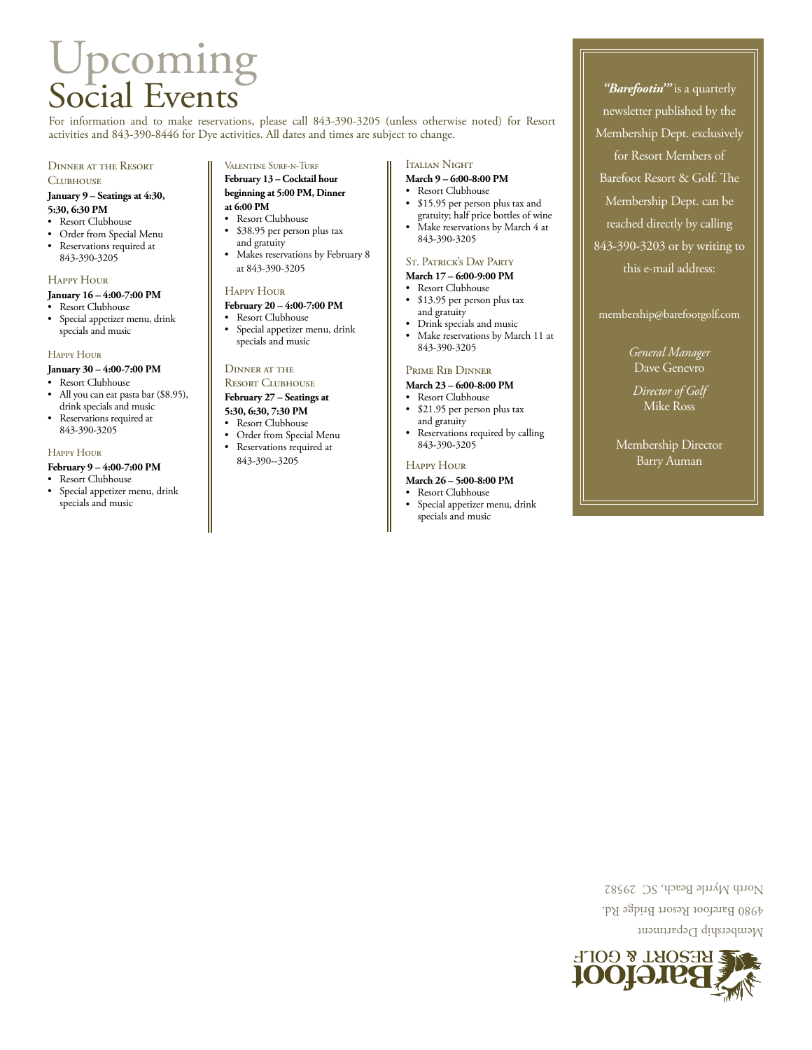# Upcoming Social Events

For information and to make reservations, please call 843-390-3205 (unless otherwise noted) for Resort activities and 843-390-8446 for Dye activities. All dates and times are subject to change.

### Dinner at the Resort Clubhouse

**January 9 – Seatings at 4:30, 5:30, 6:30 PM**

- Resort Clubhouse
- Order from Special Menu
- Reservations required at 843-390-3205

### Happy Hour

**January 16 – 4:00-7:00 PM**

- Resort Clubhouse
- Special appetizer menu, drink specials and music

### Happy Hour

**January 30 – 4:00-7:00 PM**

- Resort Clubhouse
- All you can eat pasta bar ($8.95), drink specials and music
- Reservations required at 843-390-3205

### Happy Hour

**February 9 – 4:00-7:00 PM**

- Resort Clubhouse
- Special appetizer menu, drink specials and music

### Valentine Surf-n-Turf

**February 13 – Cocktail hour beginning at 5:00 PM, Dinner at 6:00 PM**

- Resort Clubhouse
- $38.95 per person plus tax and gratuity
- Makes reservations by February 8 at 843-390-3205

### Happy Hour

**February 20 – 4:00-7:00 PM**

- Resort Clubhouse
- Special appetizer menu, drink specials and music

### Dinner at the Resort Clubhouse

**February 27 – Seatings at 5:30, 6:30, 7:30 PM**

- Resort Clubhouse
- Order from Special Menu
- Reservations required at 843-390--3205

### Italian Night

**March 9 – 6:00-8:00 PM**

- Resort Clubhouse
- $15.95 per person plus tax and gratuity; half price bottles of wine
- Make reservations by March 4 at 843-390-3205

### St. Patrick's Day Party

**March 17 – 6:00-9:00 PM**

- Resort Clubhouse
- $13.95 per person plus tax and gratuity
- Drink specials and music
- Make reservations by March 11 at 843-390-3205

### Prime Rib Dinner

**March 23 – 6:00-8:00 PM**

- Resort Clubhouse
- $21.95 per person plus tax and gratuity
- Reservations required by calling 843-390-3205

### Happy Hour

**March 26 – 5:00-8:00 PM**

- Resort Clubhouse
- Special appetizer menu, drink specials and music

---

***"Barefootin'"*** is a quarterly newsletter published by the Membership Dept. exclusively for Resort Members of Barefoot Resort & Golf. The Membership Dept. can be reached directly by calling 843-390-3203 or by writing to this e-mail address:

membership@barefootgolf.com

*General Manager*
Dave Genevro

*Director of Golf*
Mike Ross

Membership Director
Barry Auman

---

Barefoot Resort & Golf

Membership Department
4980 Barefoot Resort Bridge Rd.
North Myrtle Beach, SC 29582